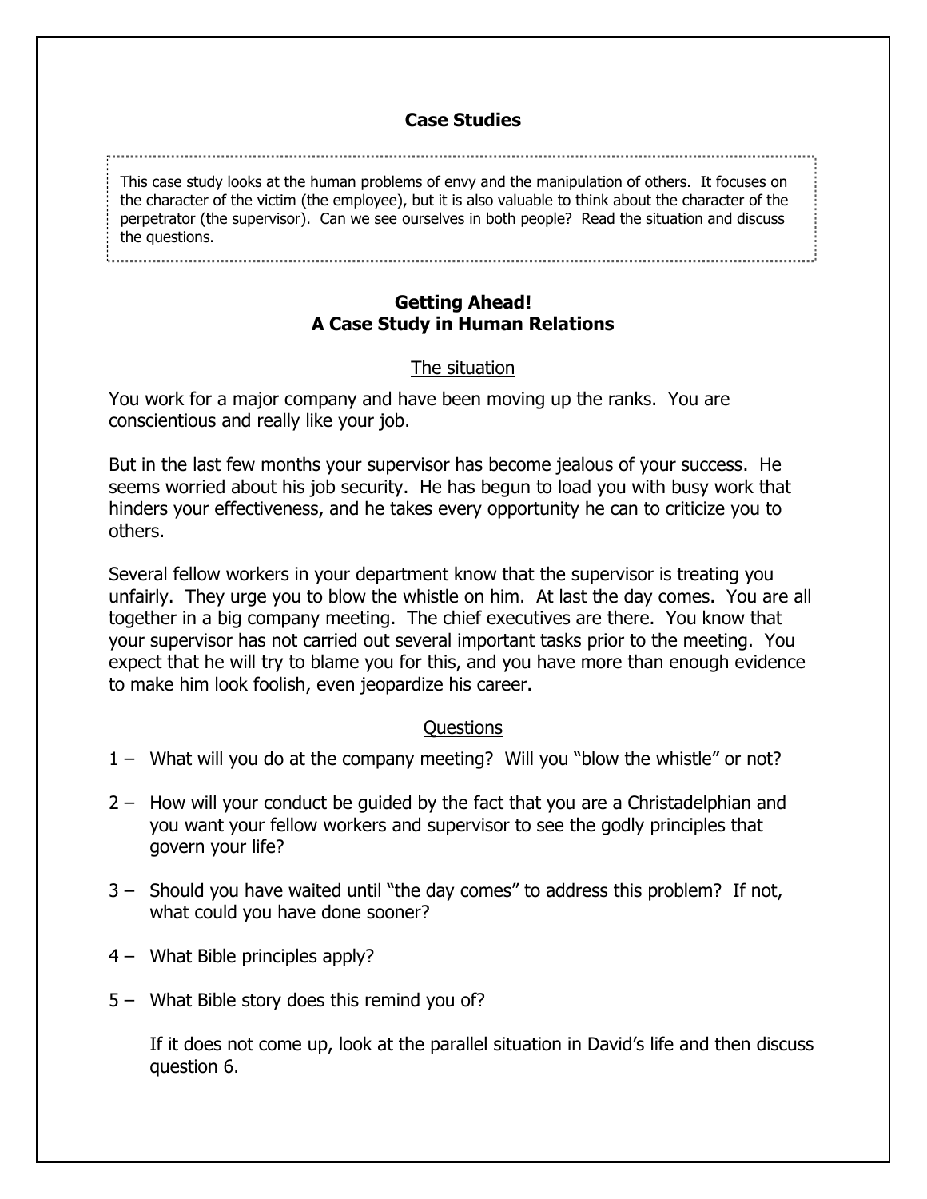# Case Studies

This case study looks at the human problems of envy and the manipulation of others. It focuses on the character of the victim (the employee), but it is also valuable to think about the character of the perpetrator (the supervisor). Can we see ourselves in both people? Read the situation and discuss the questions.

## Getting Ahead!
## A Case Study in Human Relations

### The situation

You work for a major company and have been moving up the ranks. You are conscientious and really like your job.

But in the last few months your supervisor has become jealous of your success. He seems worried about his job security. He has begun to load you with busy work that hinders your effectiveness, and he takes every opportunity he can to criticize you to others.

Several fellow workers in your department know that the supervisor is treating you unfairly. They urge you to blow the whistle on him. At last the day comes. You are all together in a big company meeting. The chief executives are there. You know that your supervisor has not carried out several important tasks prior to the meeting. You expect that he will try to blame you for this, and you have more than enough evidence to make him look foolish, even jeopardize his career.

### Questions

1 – What will you do at the company meeting? Will you "blow the whistle" or not?

2 – How will your conduct be guided by the fact that you are a Christadelphian and you want your fellow workers and supervisor to see the godly principles that govern your life?

3 – Should you have waited until "the day comes" to address this problem? If not, what could you have done sooner?

4 – What Bible principles apply?

5 – What Bible story does this remind you of?

If it does not come up, look at the parallel situation in David's life and then discuss question 6.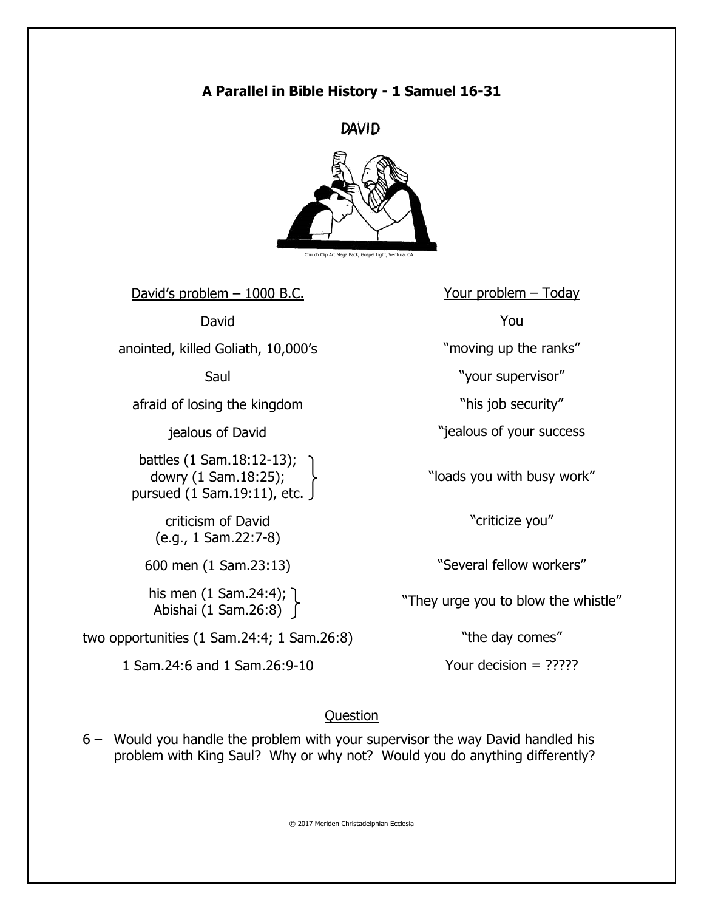## A Parallel in Bible History - 1 Samuel 16-31

DAVID

Church Clip Art Mega Pack, Gospel Light, Ventura, CA

| David's problem – 1000 B.C. | Your problem – Today |
|---|---|
| David | You |
| anointed, killed Goliath, 10,000's | "moving up the ranks" |
| Saul | "your supervisor" |
| afraid of losing the kingdom | "his job security" |
| jealous of David | "jealous of your success |
| battles (1 Sam.18:12-13); dowry (1 Sam.18:25); pursued (1 Sam.19:11), etc. | "loads you with busy work" |
| criticism of David (e.g., 1 Sam.22:7-8) | "criticize you" |
| 600 men (1 Sam.23:13) | "Several fellow workers" |
| his men (1 Sam.24:4); Abishai (1 Sam.26:8) | "They urge you to blow the whistle" |
| two opportunities (1 Sam.24:4; 1 Sam.26:8) | "the day comes" |
| 1 Sam.24:6 and 1 Sam.26:9-10 | Your decision = ????? |

### Question

6 – Would you handle the problem with your supervisor the way David handled his problem with King Saul? Why or why not? Would you do anything differently?

© 2017 Meriden Christadelphian Ecclesia